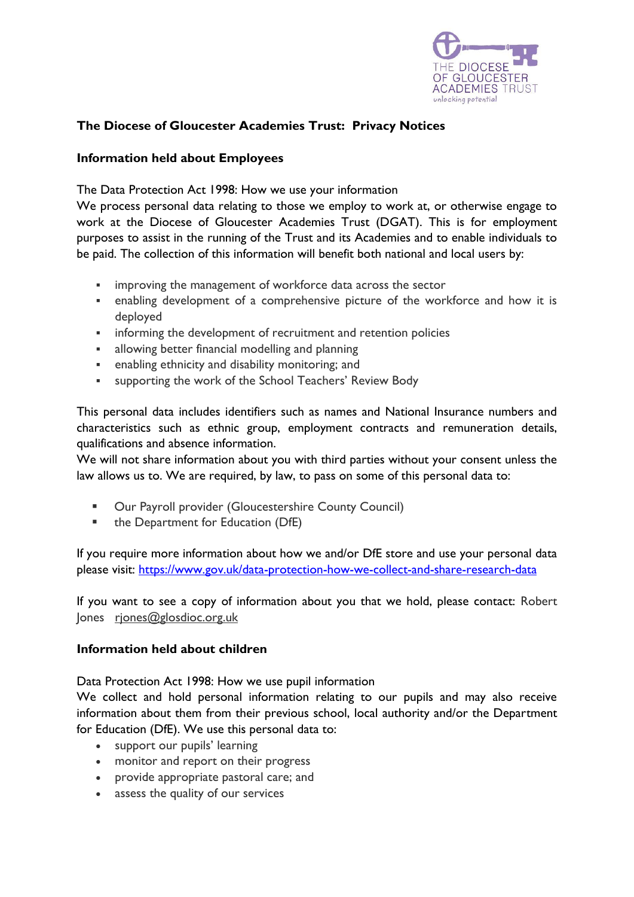# The Diocese of Gloucester Academies Trust: Privacy Notices

## Information held about Employees

The Data Protection Act 1998: How we use your information

We process personal data relating to those we employ to work at, or otherwise engage to work at the Diocese of Gloucester Academies Trust (DGAT). This is for employment purposes to assist in the running of the Trust and its Academies and to enable individuals to be paid. The collection of this information will benefit both national and local users by:

- improving the management of workforce data across the sector
- enabling development of a comprehensive picture of the workforce and how it is deployed
- informing the development of recruitment and retention policies
- allowing better financial modelling and planning
- enabling ethnicity and disability monitoring; and
- supporting the work of the School Teachers' Review Body

This personal data includes identifiers such as names and National Insurance numbers and characteristics such as ethnic group, employment contracts and remuneration details, qualifications and absence information.

We will not share information about you with third parties without your consent unless the law allows us to. We are required, by law, to pass on some of this personal data to:

- Our Payroll provider (Gloucestershire County Council)
- the Department for Education (DfE)

If you require more information about how we and/or DfE store and use your personal data please visit: https://www.gov.uk/data-protection-how-we-collect-and-share-research-data

If you want to see a copy of information about you that we hold, please contact: Robert Jones rjones@glosdioc.org.uk

## Information held about children

Data Protection Act 1998: How we use pupil information

We collect and hold personal information relating to our pupils and may also receive information about them from their previous school, local authority and/or the Department for Education (DfE). We use this personal data to:

- support our pupils' learning
- monitor and report on their progress
- provide appropriate pastoral care; and
- assess the quality of our services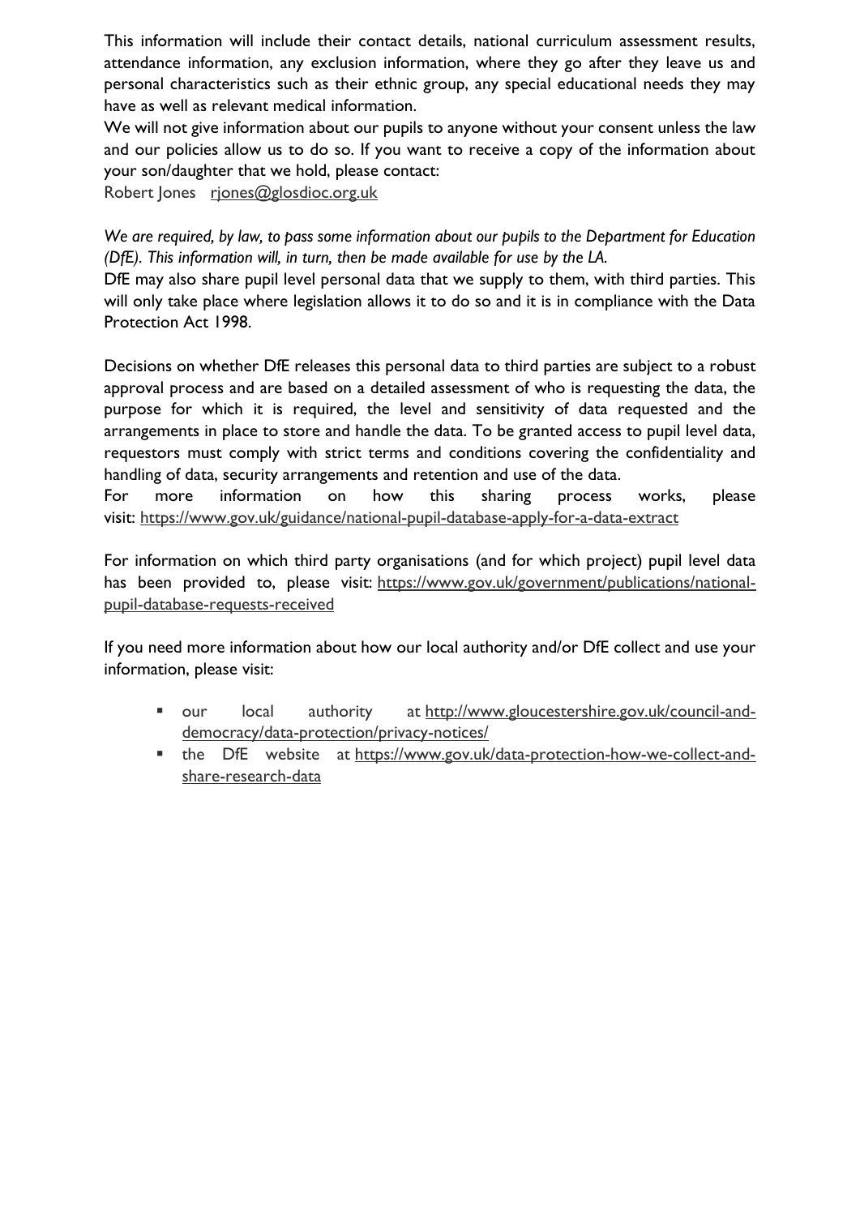This information will include their contact details, national curriculum assessment results, attendance information, any exclusion information, where they go after they leave us and personal characteristics such as their ethnic group, any special educational needs they may have as well as relevant medical information.

We will not give information about our pupils to anyone without your consent unless the law and our policies allow us to do so. If you want to receive a copy of the information about your son/daughter that we hold, please contact:

Robert Jones rjones@glosdioc.org.uk

*We are required, by law, to pass some information about our pupils to the Department for Education (DfE). This information will, in turn, then be made available for use by the LA.*

DfE may also share pupil level personal data that we supply to them, with third parties. This will only take place where legislation allows it to do so and it is in compliance with the Data Protection Act 1998.

Decisions on whether DfE releases this personal data to third parties are subject to a robust approval process and are based on a detailed assessment of who is requesting the data, the purpose for which it is required, the level and sensitivity of data requested and the arrangements in place to store and handle the data. To be granted access to pupil level data, requestors must comply with strict terms and conditions covering the confidentiality and handling of data, security arrangements and retention and use of the data.

For more information on how this sharing process works, please visit: https://www.gov.uk/guidance/national-pupil-database-apply-for-a-data-extract

For information on which third party organisations (and for which project) pupil level data has been provided to, please visit: https://www.gov.uk/government/publications/national-pupil-database-requests-received

If you need more information about how our local authority and/or DfE collect and use your information, please visit:

- our local authority at http://www.gloucestershire.gov.uk/council-and-democracy/data-protection/privacy-notices/
- the DfE website at https://www.gov.uk/data-protection-how-we-collect-and-share-research-data